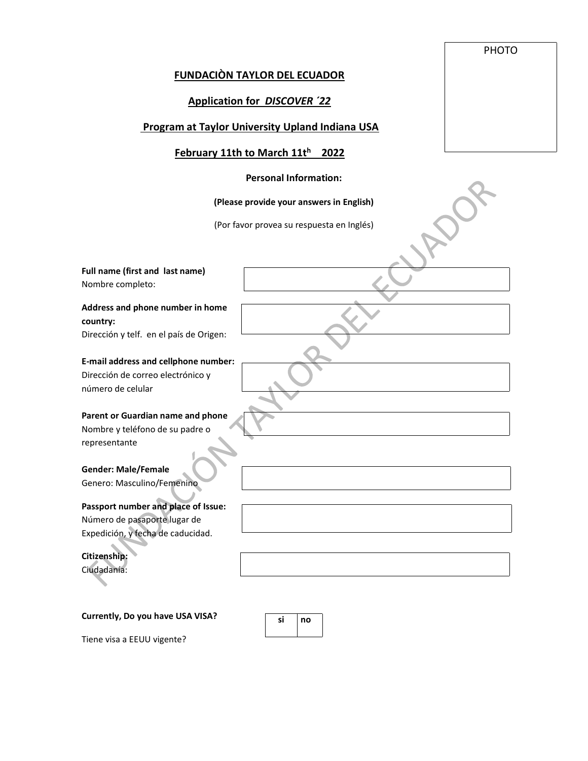PHOTO

## FUNDACIÒN TAYLOR DEL ECUADOR

## Application for *DISCOVER ´22*

## Program at Taylor University Upland Indiana USA

## February 11th to March 11t$^{h}$ 2022

**Personal Information:**

**(Please provide your answers in English)**

(Por favor provea su respuesta en Inglés)

| | |
|---|---|
| **Full name (first and last name)**<br>Nombre completo: | |
| **Address and phone number in home country:**<br>Dirección y telf. en el país de Origen: | |
| **E-mail address and cellphone number:**<br>Dirección de correo electrónico y número de celular | |
| **Parent or Guardian name and phone**<br>Nombre y teléfono de su padre o representante | |
| **Gender: Male/Female**<br>Genero: Masculino/Femenino | |
| **Passport number and place of Issue:**<br>Número de pasaporte lugar de Expedición, y fecha de caducidad. | |
| **Citizenship:**<br>Ciudadanía: | |

**Currently, Do you have USA VISA?**

Tiene visa a EEUU vigente?

| si | no |
|---|---|
| | |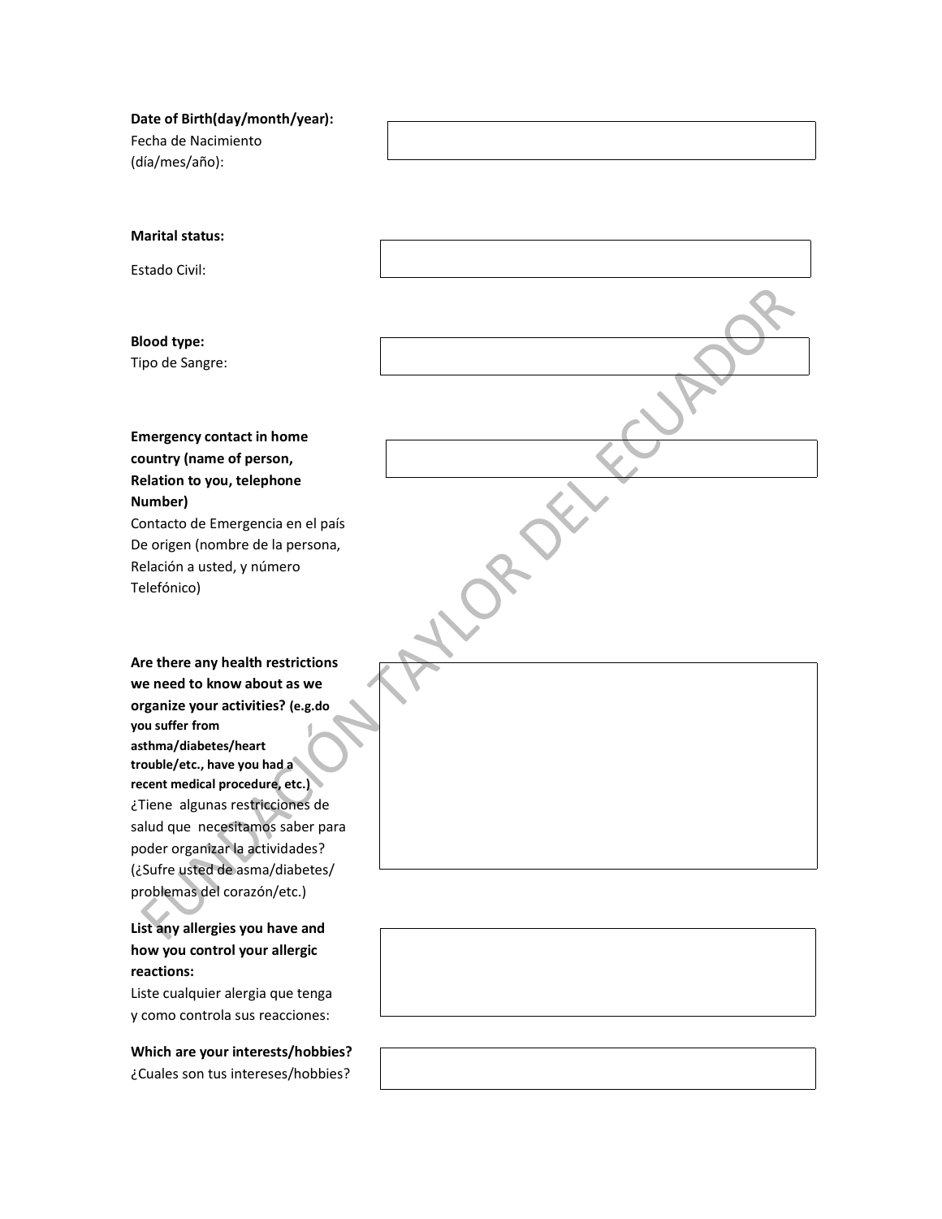**Date of Birth(day/month/year):**
Fecha de Nacimiento
(día/mes/año):

**Marital status:**

Estado Civil:

**Blood type:**
Tipo de Sangre:

**Emergency contact in home country (name of person, Relation to you, telephone Number)**
Contacto de Emergencia en el país De origen (nombre de la persona, Relación a usted, y número Telefónico)

**Are there any health restrictions we need to know about as we organize your activities? (e.g.do you suffer from asthma/diabetes/heart trouble/etc., have you had a recent medical procedure, etc.)**
¿Tiene algunas restricciones de salud que necesitamos saber para poder organizar la actividades? (¿Sufre usted de asma/diabetes/ problemas del corazón/etc.)

**List any allergies you have and how you control your allergic reactions:**
Liste cualquier alergia que tenga y como controla sus reacciones:

**Which are your interests/hobbies?**
¿Cuales son tus intereses/hobbies?

FUNDACIÓN TAYLOR DEL ECUADOR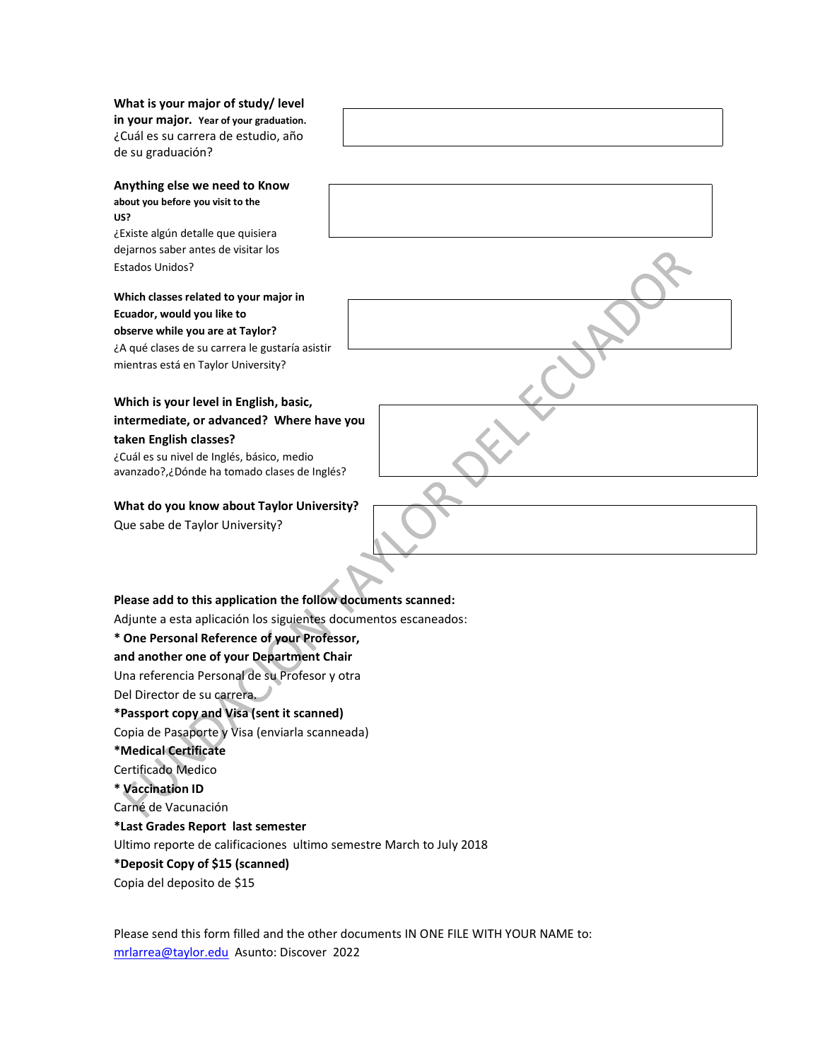**What is your major of study/ level in your major.** **Year of your graduation.**
¿Cuál es su carrera de estudio, año de su graduación?

**Anything else we need to Know about you before you visit to the US?**
¿Existe algún detalle que quisiera dejarnos saber antes de visitar los Estados Unidos?

**Which classes related to your major in Ecuador, would you like to observe while you are at Taylor?**
¿A qué clases de su carrera le gustaría asistir mientras está en Taylor University?

**Which is your level in English, basic, intermediate, or advanced? Where have you taken English classes?**
¿Cuál es su nivel de Inglés, básico, medio avanzado?,¿Dónde ha tomado clases de Inglés?

**What do you know about Taylor University?**
Que sabe de Taylor University?

**Please add to this application the follow documents scanned:**
Adjunte a esta aplicación los siguientes documentos escaneados:

**\* One Personal Reference of your Professor, and another one of your Department Chair**
Una referencia Personal de su Profesor y otra Del Director de su carrera.

**\*Passport copy and Visa (sent it scanned)**
Copia de Pasaporte y Visa (enviarla scanneada)

**\*Medical Certificate**
Certificado Medico

**\* Vaccination ID**
Carné de Vacunación

**\*Last Grades Report last semester**
Ultimo reporte de calificaciones ultimo semestre March to July 2018

**\*Deposit Copy of $15 (scanned)**
Copia del deposito de $15

Please send this form filled and the other documents IN ONE FILE WITH YOUR NAME to: mrlarrea@taylor.edu Asunto: Discover 2022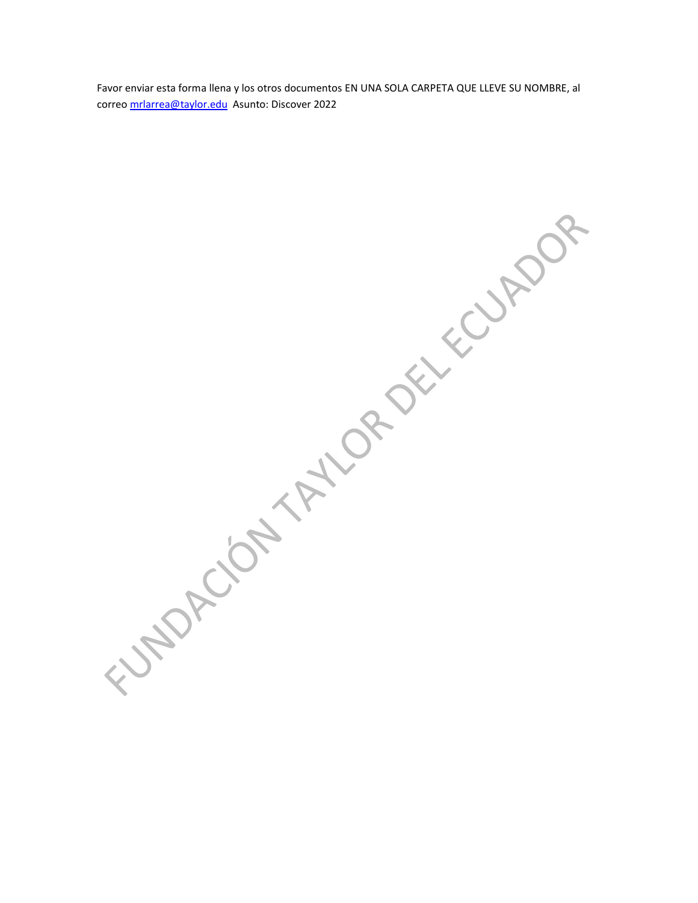Favor enviar esta forma llena y los otros documentos EN UNA SOLA CARPETA QUE LLEVE SU NOMBRE, al correo mrlarrea@taylor.edu Asunto: Discover 2022